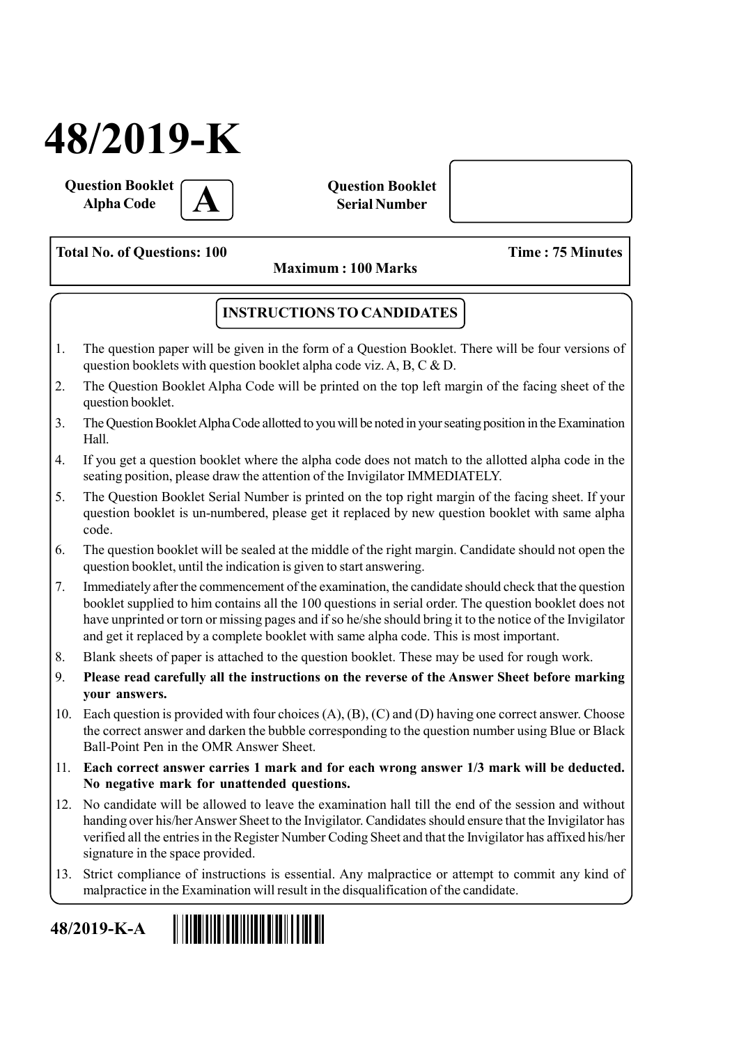# 48/2019-K

**Question Booklet Alpha Code** **A**

**Question Booklet Serial Number**

**Total No. of Questions: 100** **Time : 75 Minutes**

**Maximum : 100 Marks**

## INSTRUCTIONS TO CANDIDATES

1. The question paper will be given in the form of a Question Booklet. There will be four versions of question booklets with question booklet alpha code viz. A, B, C & D.
2. The Question Booklet Alpha Code will be printed on the top left margin of the facing sheet of the question booklet.
3. The Question Booklet Alpha Code allotted to you will be noted in your seating position in the Examination Hall.
4. If you get a question booklet where the alpha code does not match to the allotted alpha code in the seating position, please draw the attention of the Invigilator IMMEDIATELY.
5. The Question Booklet Serial Number is printed on the top right margin of the facing sheet. If your question booklet is un-numbered, please get it replaced by new question booklet with same alpha code.
6. The question booklet will be sealed at the middle of the right margin. Candidate should not open the question booklet, until the indication is given to start answering.
7. Immediately after the commencement of the examination, the candidate should check that the question booklet supplied to him contains all the 100 questions in serial order. The question booklet does not have unprinted or torn or missing pages and if so he/she should bring it to the notice of the Invigilator and get it replaced by a complete booklet with same alpha code. This is most important.
8. Blank sheets of paper is attached to the question booklet. These may be used for rough work.
9. **Please read carefully all the instructions on the reverse of the Answer Sheet before marking your answers.**
10. Each question is provided with four choices (A), (B), (C) and (D) having one correct answer. Choose the correct answer and darken the bubble corresponding to the question number using Blue or Black Ball-Point Pen in the OMR Answer Sheet.
11. **Each correct answer carries 1 mark and for each wrong answer 1/3 mark will be deducted. No negative mark for unattended questions.**
12. No candidate will be allowed to leave the examination hall till the end of the session and without handing over his/her Answer Sheet to the Invigilator. Candidates should ensure that the Invigilator has verified all the entries in the Register Number Coding Sheet and that the Invigilator has affixed his/her signature in the space provided.
13. Strict compliance of instructions is essential. Any malpractice or attempt to commit any kind of malpractice in the Examination will result in the disqualification of the candidate.

**48/2019-K-A**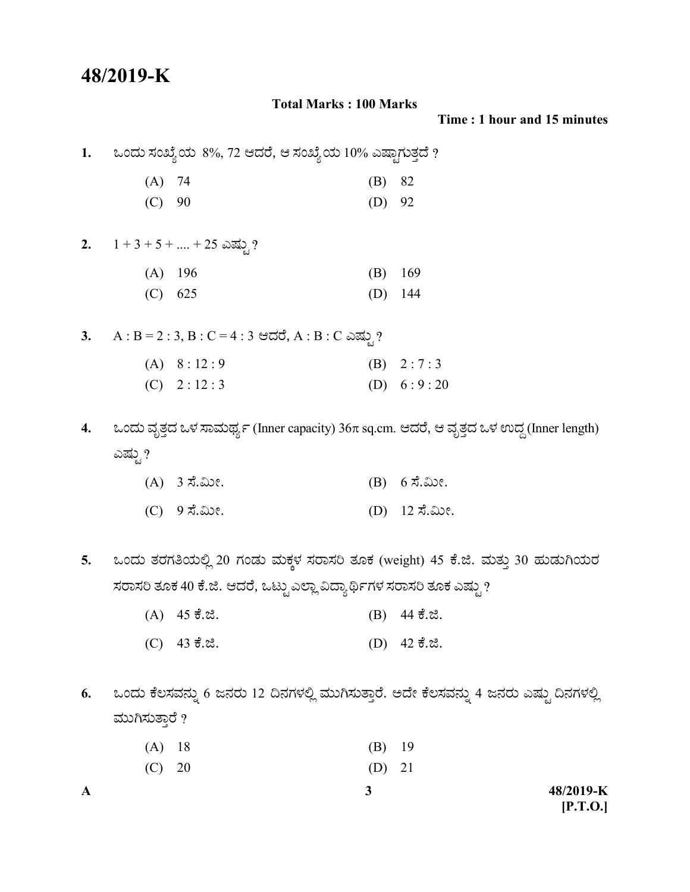# 48/2019-K

**Total Marks : 100 Marks**

**Time : 1 hour and 15 minutes**

1. ಒಂದು ಸಂಖ್ಯೆಯ 8%, 72 ಆದರೆ, ಆ ಸಂಖ್ಯೆಯ 10% ಎಷ್ಟಾಗುತ್ತದೆ ?

   (A) 74 (B) 82

   (C) 90 (D) 92

2. 1 + 3 + 5 + .... + 25 ಎಷ್ಟು ?

   (A) 196 (B) 169

   (C) 625 (D) 144

3. A : B = 2 : 3, B : C = 4 : 3 ಆದರೆ, A : B : C ಎಷ್ಟು ?

   (A) 8 : 12 : 9 (B) 2 : 7 : 3

   (C) 2 : 12 : 3 (D) 6 : 9 : 20

4. ಒಂದು ವೃತ್ತದ ಒಳ ಸಾಮರ್ಥ್ಯ (Inner capacity) $36\pi$ sq.cm. ಆದರೆ, ಆ ವೃತ್ತದ ಒಳ ಉದ್ದ (Inner length) ಎಷ್ಟು ?

   (A) 3 ಸೆ.ಮೀ. (B) 6 ಸೆ.ಮೀ.

   (C) 9 ಸೆ.ಮೀ. (D) 12 ಸೆ.ಮೀ.

5. ಒಂದು ತರಗತಿಯಲ್ಲಿ 20 ಗಂಡು ಮಕ್ಕಳ ಸರಾಸರಿ ತೂಕ (weight) 45 ಕೆ.ಜಿ. ಮತ್ತು 30 ಹುಡುಗಿಯರ ಸರಾಸರಿ ತೂಕ 40 ಕೆ.ಜಿ. ಆದರೆ, ಒಟ್ಟು ಎಲ್ಲಾ ವಿದ್ಯಾರ್ಥಿಗಳ ಸರಾಸರಿ ತೂಕ ಎಷ್ಟು ?

   (A) 45 ಕೆ.ಜಿ. (B) 44 ಕೆ.ಜಿ.

   (C) 43 ಕೆ.ಜಿ. (D) 42 ಕೆ.ಜಿ.

6. ಒಂದು ಕೆಲಸವನ್ನು 6 ಜನರು 12 ದಿನಗಳಲ್ಲಿ ಮುಗಿಸುತ್ತಾರೆ. ಅದೇ ಕೆಲಸವನ್ನು 4 ಜನರು ಎಷ್ಟು ದಿನಗಳಲ್ಲಿ ಮುಗಿಸುತ್ತಾರೆ ?

   (A) 18 (B) 19

   (C) 20 (D) 21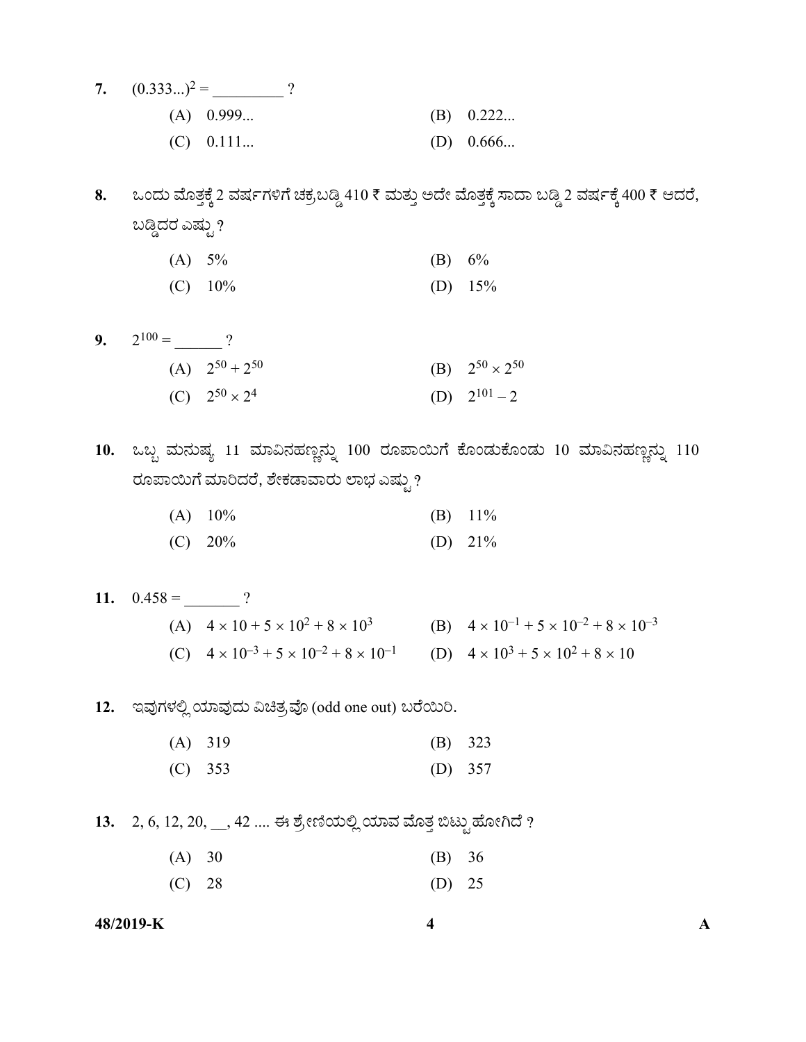7. $(0.333...)^2 =$ _________ ?

(A) 0.999...  (B) 0.222...

(C) 0.111...  (D) 0.666...

8. ಒಂದು ಮೊತ್ತಕ್ಕೆ 2 ವರ್ಷಗಳಿಗೆ ಚಕ್ರಬಡ್ಡಿ 410 ₹ ಮತ್ತು ಅದೇ ಮೊತ್ತಕ್ಕೆ ಸಾದಾ ಬಡ್ಡಿ 2 ವರ್ಷಕ್ಕೆ 400 ₹ ಆದರೆ, ಬಡ್ಡಿದರ ಎಷ್ಟು ?

(A) 5%  (B) 6%

(C) 10%  (D) 15%

9. $2^{100} =$ ______ ?

(A) $2^{50} + 2^{50}$  (B) $2^{50} \times 2^{50}$

(C) $2^{50} \times 2^{4}$  (D) $2^{101} - 2$

10. ಒಬ್ಬ ಮನುಷ್ಯ 11 ಮಾವಿನಹಣ್ಣನ್ನು 100 ರೂಪಾಯಿಗೆ ಕೊಂಡುಕೊಂಡು 10 ಮಾವಿನಹಣ್ಣನ್ನು 110 ರೂಪಾಯಿಗೆ ಮಾರಿದರೆ, ಶೇಕಡಾವಾರು ಲಾಭ ಎಷ್ಟು ?

(A) 10%  (B) 11%

(C) 20%  (D) 21%

11. $0.458 =$ _______ ?

(A) $4 \times 10 + 5 \times 10^{2} + 8 \times 10^{3}$  (B) $4 \times 10^{-1} + 5 \times 10^{-2} + 8 \times 10^{-3}$

(C) $4 \times 10^{-3} + 5 \times 10^{-2} + 8 \times 10^{-1}$  (D) $4 \times 10^{3} + 5 \times 10^{2} + 8 \times 10$

12. ಇವುಗಳಲ್ಲಿ ಯಾವುದು ವಿಚಿತ್ರವೊ (odd one out) ಬರೆಯಿರಿ.

(A) 319  (B) 323

(C) 353  (D) 357

13. 2, 6, 12, 20, __, 42 .... ಈ ಶ್ರೇಣಿಯಲ್ಲಿ ಯಾವ ಮೊತ್ತ ಬಿಟ್ಟು ಹೋಗಿದೆ ?

(A) 30  (B) 36

(C) 28  (D) 25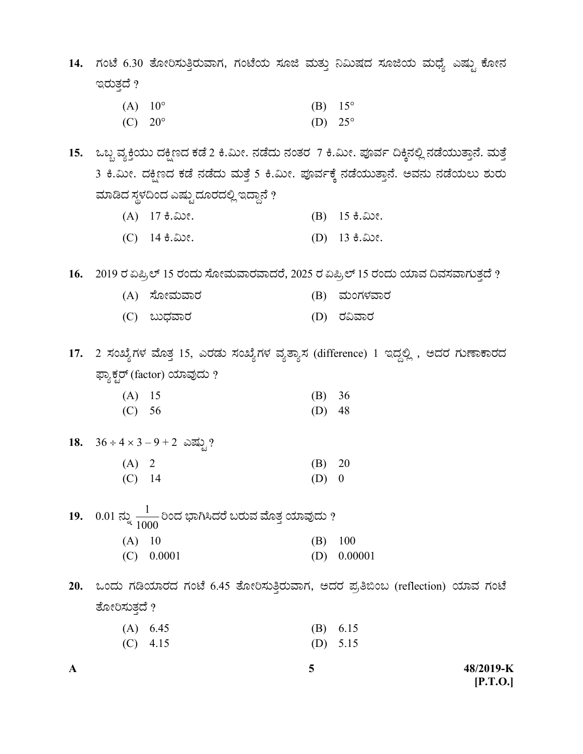**14.** ಗಂಟೆ 6.30 ತೋರಿಸುತ್ತಿರುವಾಗ, ಗಂಟೆಯ ಸೂಜಿ ಮತ್ತು ನಿಮಿಷದ ಸೂಜಿಯ ಮಧ್ಯೆ ಎಷ್ಟು ಕೋನ ಇರುತ್ತದೆ ?

(A) $10°$  (B) $15°$
(C) $20°$  (D) $25°$

**15.** ಒಬ್ಬ ವ್ಯಕ್ತಿಯು ದಕ್ಷಿಣದ ಕಡೆ 2 ಕಿ.ಮೀ. ನಡೆದು ನಂತರ 7 ಕಿ.ಮೀ. ಪೂರ್ವ ದಿಕ್ಕಿನಲ್ಲಿ ನಡೆಯುತ್ತಾನೆ. ಮತ್ತೆ 3 ಕಿ.ಮೀ. ದಕ್ಷಿಣದ ಕಡೆ ನಡೆದು ಮತ್ತೆ 5 ಕಿ.ಮೀ. ಪೂರ್ವಕ್ಕೆ ನಡೆಯುತ್ತಾನೆ. ಅವನು ನಡೆಯಲು ಶುರು ಮಾಡಿದ ಸ್ಥಳದಿಂದ ಎಷ್ಟು ದೂರದಲ್ಲಿ ಇದ್ದಾನೆ ?

(A) 17 ಕಿ.ಮೀ.  (B) 15 ಕಿ.ಮೀ.
(C) 14 ಕಿ.ಮೀ.  (D) 13 ಕಿ.ಮೀ.

**16.** 2019 ರ ಏಪ್ರಿಲ್ 15 ರಂದು ಸೋಮವಾರವಾದರೆ, 2025 ರ ಏಪ್ರಿಲ್ 15 ರಂದು ಯಾವ ದಿವಸವಾಗುತ್ತದೆ ?

(A) ಸೋಮವಾರ  (B) ಮಂಗಳವಾರ
(C) ಬುಧವಾರ  (D) ರವಿವಾರ

**17.** 2 ಸಂಖ್ಯೆಗಳ ಮೊತ್ತ 15, ಎರಡು ಸಂಖ್ಯೆಗಳ ವ್ಯತ್ಯಾಸ (difference) 1 ಇದ್ದಲ್ಲಿ , ಅದರ ಗುಣಾಕಾರದ ಫ್ಯಾಕ್ಟರ್ (factor) ಯಾವುದು ?

(A) 15  (B) 36
(C) 56  (D) 48

**18.** $36 \div 4 \times 3 - 9 + 2$ ಎಷ್ಟು ?

(A) 2  (B) 20
(C) 14  (D) 0

**19.** 0.01 ನ್ನು $\frac{1}{1000}$ ರಿಂದ ಭಾಗಿಸಿದರೆ ಬರುವ ಮೊತ್ತ ಯಾವುದು ?

(A) 10  (B) 100
(C) 0.0001  (D) 0.00001

**20.** ಒಂದು ಗಡಿಯಾರದ ಗಂಟೆ 6.45 ತೋರಿಸುತ್ತಿರುವಾಗ, ಅದರ ಪ್ರತಿಬಿಂಬ (reflection) ಯಾವ ಗಂಟೆ ತೋರಿಸುತ್ತದೆ ?

(A) 6.45  (B) 6.15
(C) 4.15  (D) 5.15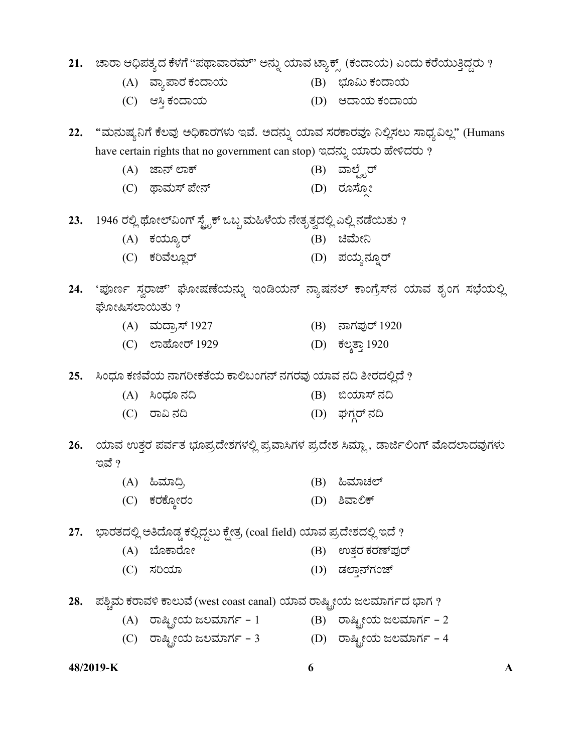21. ಚಾರಾ ಆಧಿಪತ್ಯದ ಕೆಳಗೆ "ಪಥಾವಾರಮ್" ಅನ್ನು ಯಾವ ಟ್ಯಾಕ್ಸ್ (ಕಂದಾಯ) ಎಂದು ಕರೆಯುತ್ತಿದ್ದರು ?

   (A) ವ್ಯಾಪಾರ ಕಂದಾಯ
   (B) ಭೂಮಿ ಕಂದಾಯ
   (C) ಆಸ್ತಿ ಕಂದಾಯ
   (D) ಆದಾಯ ಕಂದಾಯ

22. "ಮನುಷ್ಯನಿಗೆ ಕೆಲವು ಅಧಿಕಾರಗಳು ಇವೆ. ಅದನ್ನು ಯಾವ ಸರಕಾರವೂ ನಿಲ್ಲಿಸಲು ಸಾಧ್ಯವಿಲ್ಲ" (Humans have certain rights that no government can stop) ಇದನ್ನು ಯಾರು ಹೇಳಿದರು ?

   (A) ಜಾನ್ ಲಾಕ್
   (B) ವಾಲ್ಟೈರ್
   (C) ಥಾಮಸ್ ಪೇನ್
   (D) ರೂಸ್ಸೋ

23. 1946 ರಲ್ಲಿ ಥೋಲ್‌ವಿಂಗ್ ಸ್ಟ್ರೈಕ್ ಒಬ್ಬ ಮಹಿಳೆಯ ನೇತೃತ್ವದಲ್ಲಿ ಎಲ್ಲಿ ನಡೆಯಿತು ?

   (A) ಕಯ್ಯೂರ್
   (B) ಚಿಮೇನಿ
   (C) ಕರಿವೆಲ್ಲೂರ್
   (D) ಪಯ್ಯನ್ನೂರ್

24. 'ಪೂರ್ಣ ಸ್ವರಾಜ್' ಘೋಷಣೆಯನ್ನು ಇಂಡಿಯನ್ ನ್ಯಾಷನಲ್ ಕಾಂಗ್ರೆಸ್‌ನ ಯಾವ ಶೃಂಗ ಸಭೆಯಲ್ಲಿ ಘೋಷಿಸಲಾಯಿತು ?

   (A) ಮದ್ರಾಸ್ 1927
   (B) ನಾಗಪುರ್ 1920
   (C) ಲಾಹೋರ್ 1929
   (D) ಕಲ್ಕತ್ತಾ 1920

25. ಸಿಂಧೂ ಕಣಿವೆಯ ನಾಗರೀಕತೆಯ ಕಾಲಿಬಂಗನ್ ನಗರವು ಯಾವ ನದಿ ತೀರದಲ್ಲಿದೆ ?

   (A) ಸಿಂಧೂ ನದಿ
   (B) ಬಿಯಾಸ್ ನದಿ
   (C) ರಾವಿ ನದಿ
   (D) ಘಗ್ಗರ್ ನದಿ

26. ಯಾವ ಉತ್ತರ ಪರ್ವತ ಭೂಪ್ರದೇಶಗಳಲ್ಲಿ ಪ್ರವಾಸಿಗಳ ಪ್ರದೇಶ ಸಿಮ್ಲಾ, ಡಾರ್ಜಿಲಿಂಗ್ ಮೊದಲಾದವುಗಳು ಇವೆ ?

   (A) ಹಿಮಾದ್ರಿ
   (B) ಹಿಮಾಚಲ್
   (C) ಕರಕ್ಕೋರಂ
   (D) ಶಿವಾಲಿಕ್

27. ಭಾರತದಲ್ಲಿ ಅತಿದೊಡ್ಡ ಕಲ್ಲಿದ್ದಲು ಕ್ಷೇತ್ರ (coal field) ಯಾವ ಪ್ರದೇಶದಲ್ಲಿ ಇದೆ ?

   (A) ಬೊಕಾರೋ
   (B) ಉತ್ತರ ಕರಣ್‌ಪುರ್
   (C) ಸರಿಯಾ
   (D) ಡಲ್ತಾನ್‌ಗಂಜ್

28. ಪಶ್ಚಿಮ ಕರಾವಳಿ ಕಾಲುವೆ (west coast canal) ಯಾವ ರಾಷ್ಟ್ರೀಯ ಜಲಮಾರ್ಗದ ಭಾಗ ?

   (A) ರಾಷ್ಟ್ರೀಯ ಜಲಮಾರ್ಗ – 1
   (B) ರಾಷ್ಟ್ರೀಯ ಜಲಮಾರ್ಗ – 2
   (C) ರಾಷ್ಟ್ರೀಯ ಜಲಮಾರ್ಗ – 3
   (D) ರಾಷ್ಟ್ರೀಯ ಜಲಮಾರ್ಗ – 4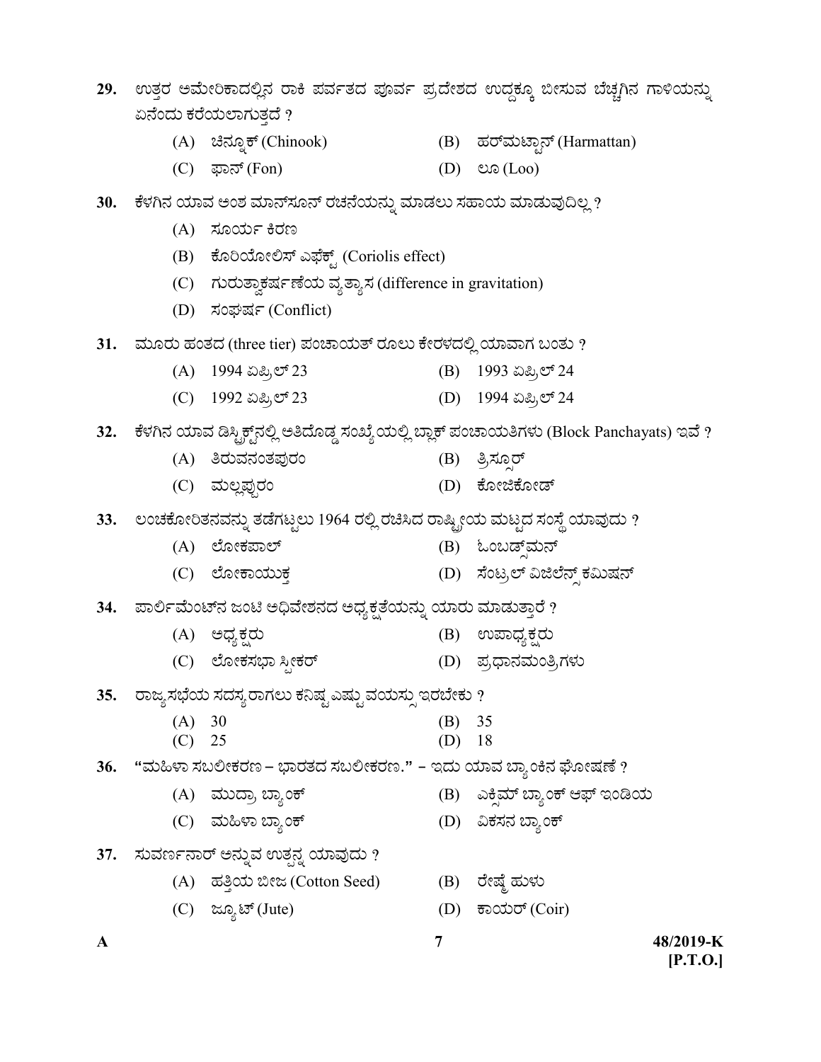29. ಉತ್ತರ ಅಮೇರಿಕಾದಲ್ಲಿನ ರಾಕಿ ಪರ್ವತದ ಪೂರ್ವ ಪ್ರದೇಶದ ಉದ್ದಕ್ಕೂ ಬೀಸುವ ಬೆಚ್ಚಗಿನ ಗಾಳಿಯನ್ನು ಏನೆಂದು ಕರೆಯಲಾಗುತ್ತದೆ ?

    (A) ಚಿನ್ನೂಕ್ (Chinook)
    (B) ಹರ್‌ಮಟ್ಟಾನ್ (Harmattan)
    (C) ಫಾನ್ (Fon)
    (D) ಲೂ (Loo)

30. ಕೆಳಗಿನ ಯಾವ ಅಂಶ ಮಾನ್‌ಸೂನ್ ರಚನೆಯನ್ನು ಮಾಡಲು ಸಹಾಯ ಮಾಡುವುದಿಲ್ಲ ?

    (A) ಸೂರ್ಯ ಕಿರಣ
    (B) ಕೊರಿಯೋಲಿಸ್ ಎಫೆಕ್ಟ್ (Coriolis effect)
    (C) ಗುರುತ್ವಾಕರ್ಷಣೆಯ ವ್ಯತ್ಯಾಸ (difference in gravitation)
    (D) ಸಂಘರ್ಷ (Conflict)

31. ಮೂರು ಹಂತದ (three tier) ಪಂಚಾಯತ್ ರೂಲು ಕೇರಳದಲ್ಲಿ ಯಾವಾಗ ಬಂತು ?

    (A) 1994 ಏಪ್ರಿಲ್ 23
    (B) 1993 ಏಪ್ರಿಲ್ 24
    (C) 1992 ಏಪ್ರಿಲ್ 23
    (D) 1994 ಏಪ್ರಿಲ್ 24

32. ಕೆಳಗಿನ ಯಾವ ಡಿಸ್ಟ್ರಿಕ್ಟ್‌ನಲ್ಲಿ ಅತಿದೊಡ್ಡ ಸಂಖ್ಯೆಯಲ್ಲಿ ಬ್ಲಾಕ್ ಪಂಚಾಯತಿಗಳು (Block Panchayats) ಇವೆ ?

    (A) ತಿರುವನಂತಪುರಂ
    (B) ತ್ರಿಸ್ಸೂರ್
    (C) ಮಲ್ಲಪ್ಪುರಂ
    (D) ಕೋಜಿಕೋಡ್

33. ಲಂಚಕೋರಿತನವನ್ನು ತಡೆಗಟ್ಟಲು 1964 ರಲ್ಲಿ ರಚಿಸಿದ ರಾಷ್ಟ್ರೀಯ ಮಟ್ಟದ ಸಂಸ್ಥೆ ಯಾವುದು ?

    (A) ಲೋಕಪಾಲ್
    (B) ಓಂಬಡ್ಸ್‌ಮನ್
    (C) ಲೋಕಾಯುಕ್ತ
    (D) ಸೆಂಟ್ರಲ್ ವಿಜಿಲೆನ್ಸ್ ಕಮಿಷನ್

34. ಪಾರ್ಲಿಮೆಂಟ್‌ನ ಜಂಟಿ ಅಧಿವೇಶನದ ಅಧ್ಯಕ್ಷತೆಯನ್ನು ಯಾರು ಮಾಡುತ್ತಾರೆ ?

    (A) ಅಧ್ಯಕ್ಷರು
    (B) ಉಪಾಧ್ಯಕ್ಷರು
    (C) ಲೋಕಸಭಾ ಸ್ಪೀಕರ್
    (D) ಪ್ರಧಾನಮಂತ್ರಿಗಳು

35. ರಾಜ್ಯಸಭೆಯ ಸದಸ್ಯರಾಗಲು ಕನಿಷ್ಟ ಎಷ್ಟು ವಯಸ್ಸು ಇರಬೇಕು ?

    (A) 30
    (B) 35
    (C) 25
    (D) 18

36. "ಮಹಿಳಾ ಸಬಲೀಕರಣ – ಭಾರತದ ಸಬಲೀಕರಣ." – ಇದು ಯಾವ ಬ್ಯಾಂಕಿನ ಘೋಷಣೆ ?

    (A) ಮುದ್ರಾ ಬ್ಯಾಂಕ್
    (B) ಎಕ್ಸಿಮ್ ಬ್ಯಾಂಕ್ ಆಫ್ ಇಂಡಿಯ
    (C) ಮಹಿಳಾ ಬ್ಯಾಂಕ್
    (D) ವಿಕಸನ ಬ್ಯಾಂಕ್

37. ಸುವರ್ಣನಾರ್ ಅನ್ನುವ ಉತ್ಪನ್ನ ಯಾವುದು ?

    (A) ಹತ್ತಿಯ ಬೀಜ (Cotton Seed)
    (B) ರೇಷ್ಮೆ ಹುಳು
    (C) ಜ್ಯೂಟ್ (Jute)
    (D) ಕಾಯರ್ (Coir)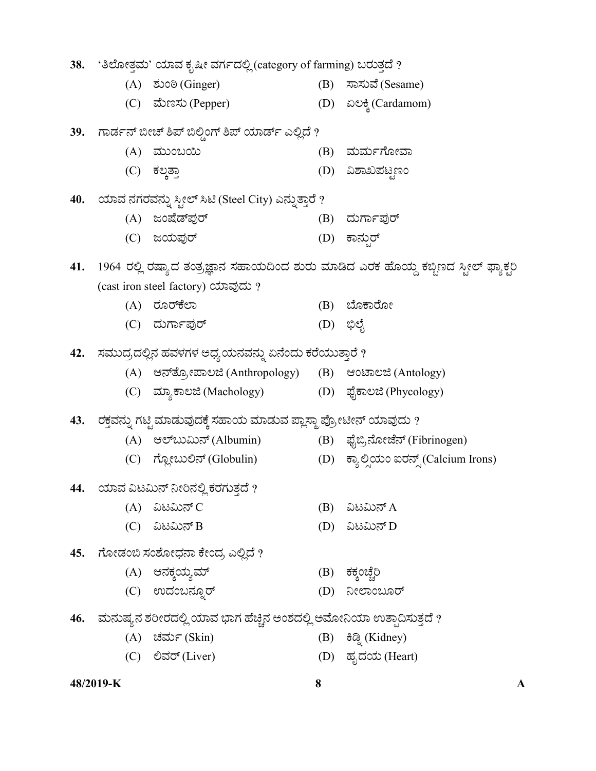38. 'ತಿಲೋತ್ತಮ' ಯಾವ ಕೃಷೀ ವರ್ಗದಲ್ಲಿ (category of farming) ಬರುತ್ತದೆ ?

(A) ಶುಂಠಿ (Ginger)
(B) ಸಾಸುವೆ (Sesame)
(C) ಮೆಣಸು (Pepper)
(D) ಏಲಕ್ಕಿ (Cardamom)

39. ಗಾರ್ಡನ್ ಬೀಚ್ ಶಿಪ್ ಬಿಲ್ಡಿಂಗ್ ಶಿಪ್ ಯಾರ್ಡ್ ಎಲ್ಲಿದೆ ?

(A) ಮುಂಬಯಿ
(B) ಮರ್ಮಗೋವಾ
(C) ಕಲ್ಕತ್ತಾ
(D) ವಿಶಾಖಪಟ್ಟಣಂ

40. ಯಾವ ನಗರವನ್ನು ಸ್ಟೀಲ್ ಸಿಟಿ (Steel City) ಎನ್ನುತ್ತಾರೆ ?

(A) ಜಂಷೆಡ್‌ಪುರ್
(B) ದುರ್ಗಾಪುರ್
(C) ಜಯಪುರ್
(D) ಕಾನ್ಪುರ್

41. 1964 ರಲ್ಲಿ ರಷ್ಯಾದ ತಂತ್ರಜ್ಞಾನ ಸಹಾಯದಿಂದ ಶುರು ಮಾಡಿದ ಎರಕ ಹೊಯ್ದ ಕಬ್ಬಿಣದ ಸ್ಟೀಲ್ ಫ್ಯಾಕ್ಟರಿ (cast iron steel factory) ಯಾವುದು ?

(A) ರೂರ್‌ಕೇಲಾ
(B) ಬೊಕಾರೋ
(C) ದುರ್ಗಾಪುರ್
(D) ಭಿಲೈ

42. ಸಮುದ್ರದಲ್ಲಿನ ಹವಳಗಳ ಅಧ್ಯಯನವನ್ನು ಏನೆಂದು ಕರೆಯುತ್ತಾರೆ ?

(A) ಆನ್‌ತ್ರೋಪಾಲಜಿ (Anthropology)
(B) ಆಂಟಾಲಜಿ (Antology)
(C) ಮ್ಯಾಕಾಲಜಿ (Machology)
(D) ಫೈಕಾಲಜಿ (Phycology)

43. ರಕ್ತವನ್ನು ಗಟ್ಟಿ ಮಾಡುವುದಕ್ಕೆ ಸಹಾಯ ಮಾಡುವ ಪ್ಲಾಸ್ಮಾ ಪ್ರೋಟೀನ್ ಯಾವುದು ?

(A) ಆಲ್‌ಬುಮಿನ್ (Albumin)
(B) ಫೈಬ್ರಿನೋಜೆನ್ (Fibrinogen)
(C) ಗ್ಲೋಬುಲಿನ್ (Globulin)
(D) ಕ್ಯಾಲ್ಸಿಯಂ ಐರನ್ಸ್ (Calcium Irons)

44. ಯಾವ ವಿಟಮಿನ್ ನೀರಿನಲ್ಲಿ ಕರಗುತ್ತದೆ ?

(A) ವಿಟಮಿನ್ C
(B) ವಿಟಮಿನ್ A
(C) ವಿಟಮಿನ್ B
(D) ವಿಟಮಿನ್ D

45. ಗೋಡಂಬಿ ಸಂಶೋಧನಾ ಕೇಂದ್ರ ಎಲ್ಲಿದೆ ?

(A) ಆನಕ್ಕಯ್ಯಮ್
(B) ಕಕ್ಕಂಚ್ಚೆರಿ
(C) ಉದಂಬನ್ನೂರ್
(D) ನೀಲಾಂಬೂರ್

46. ಮನುಷ್ಯನ ಶರೀರದಲ್ಲಿ ಯಾವ ಭಾಗ ಹೆಚ್ಚಿನ ಅಂಶದಲ್ಲಿ ಅಮೋನಿಯಾ ಉತ್ಪಾದಿಸುತ್ತದೆ ?

(A) ಚರ್ಮ (Skin)
(B) ಕಿಡ್ನಿ (Kidney)
(C) ಲಿವರ್ (Liver)
(D) ಹೃದಯ (Heart)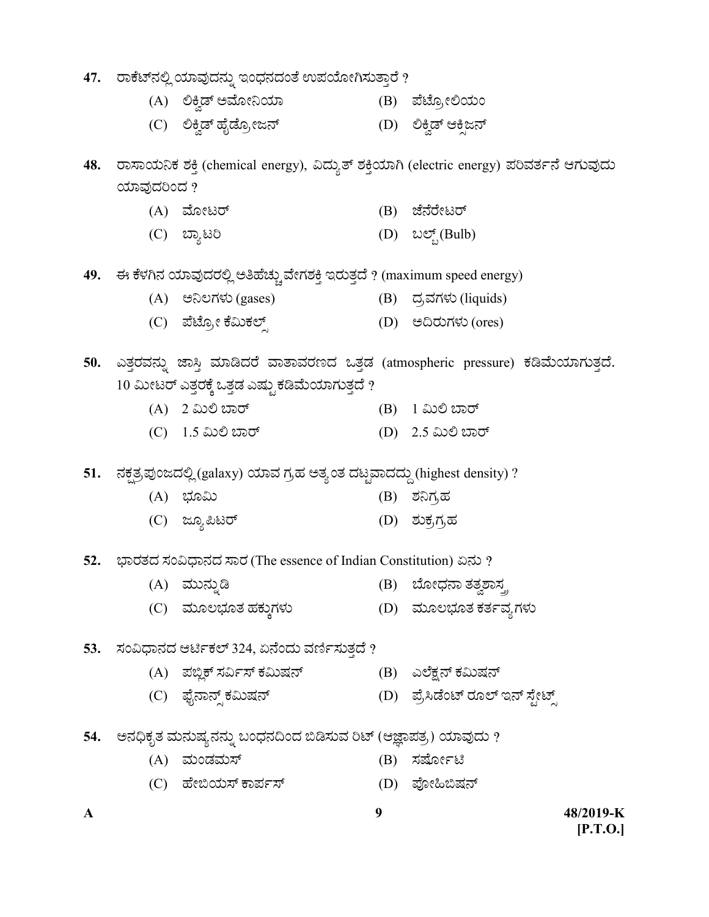47. ರಾಕೆಟ್‌ನಲ್ಲಿ ಯಾವುದನ್ನು ಇಂಧನದಂತೆ ಉಪಯೋಗಿಸುತ್ತಾರೆ ?

(A) ಲಿಕ್ವಿಡ್ ಅಮೋನಿಯಾ
(B) ಪೆಟ್ರೋಲಿಯಂ
(C) ಲಿಕ್ವಿಡ್ ಹೈಡ್ರೋಜನ್
(D) ಲಿಕ್ವಿಡ್ ಆಕ್ಸಿಜನ್

48. ರಾಸಾಯನಿಕ ಶಕ್ತಿ (chemical energy), ವಿದ್ಯುತ್ ಶಕ್ತಿಯಾಗಿ (electric energy) ಪರಿವರ್ತನೆ ಆಗುವುದು ಯಾವುದರಿಂದ ?

(A) ಮೋಟರ್
(B) ಜೆನರೇಟರ್
(C) ಬ್ಯಾಟರಿ
(D) ಬಲ್ಬ್ (Bulb)

49. ಈ ಕೆಳಗಿನ ಯಾವುದರಲ್ಲಿ ಅತಿಹೆಚ್ಚು ವೇಗಶಕ್ತಿ ಇರುತ್ತದೆ ? (maximum speed energy)

(A) ಅನಿಲಗಳು (gases)
(B) ದ್ರವಗಳು (liquids)
(C) ಪೆಟ್ರೋ ಕೆಮಿಕಲ್ಸ್
(D) ಅದಿರುಗಳು (ores)

50. ಎತ್ತರವನ್ನು ಜಾಸ್ತಿ ಮಾಡಿದರೆ ವಾತಾವರಣದ ಒತ್ತಡ (atmospheric pressure) ಕಡಿಮೆಯಾಗುತ್ತದೆ. 10 ಮೀಟರ್ ಎತ್ತರಕ್ಕೆ ಒತ್ತಡ ಎಷ್ಟು ಕಡಿಮೆಯಾಗುತ್ತದೆ ?

(A) 2 ಮಿಲಿ ಬಾರ್
(B) 1 ಮಿಲಿ ಬಾರ್
(C) 1.5 ಮಿಲಿ ಬಾರ್
(D) 2.5 ಮಿಲಿ ಬಾರ್

51. ನಕ್ಷತ್ರಪುಂಜದಲ್ಲಿ (galaxy) ಯಾವ ಗ್ರಹ ಅತ್ಯಂತ ದಟ್ಟವಾದದ್ದು (highest density) ?

(A) ಭೂಮಿ
(B) ಶನಿಗ್ರಹ
(C) ಜ್ಯೂಪಿಟರ್
(D) ಶುಕ್ರಗ್ರಹ

52. ಭಾರತದ ಸಂವಿಧಾನದ ಸಾರ (The essence of Indian Constitution) ಏನು ?

(A) ಮುನ್ನುಡಿ
(B) ಬೋಧನಾ ತತ್ವಶಾಸ್ತ್ರ
(C) ಮೂಲಭೂತ ಹಕ್ಕುಗಳು
(D) ಮೂಲಭೂತ ಕರ್ತವ್ಯಗಳು

53. ಸಂವಿಧಾನದ ಆರ್ಟಿಕಲ್ 324, ಏನೆಂದು ವರ್ಣಿಸುತ್ತದೆ ?

(A) ಪಬ್ಲಿಕ್ ಸರ್ವಿಸ್ ಕಮಿಷನ್
(B) ಎಲೆಕ್ಷನ್ ಕಮಿಷನ್
(C) ಫೈನಾನ್ಸ್ ಕಮಿಷನ್
(D) ಪ್ರೆಸಿಡೆಂಟ್ ರೂಲ್ ಇನ್ ಸ್ಟೇಟ್ಸ್

54. ಅನಧಿಕೃತ ಮನುಷ್ಯನನ್ನು ಬಂಧನದಿಂದ ಬಿಡಿಸುವ ರಿಟ್ (ಆಜ್ಞಾಪತ್ರ) ಯಾವುದು ?

(A) ಮಂಡಮಸ್
(B) ಸರ್ಷೋಟಿ
(C) ಹೇಬಿಯಸ್ ಕಾರ್ಪಸ್
(D) ಪ್ರೋಹಿಬಿಷನ್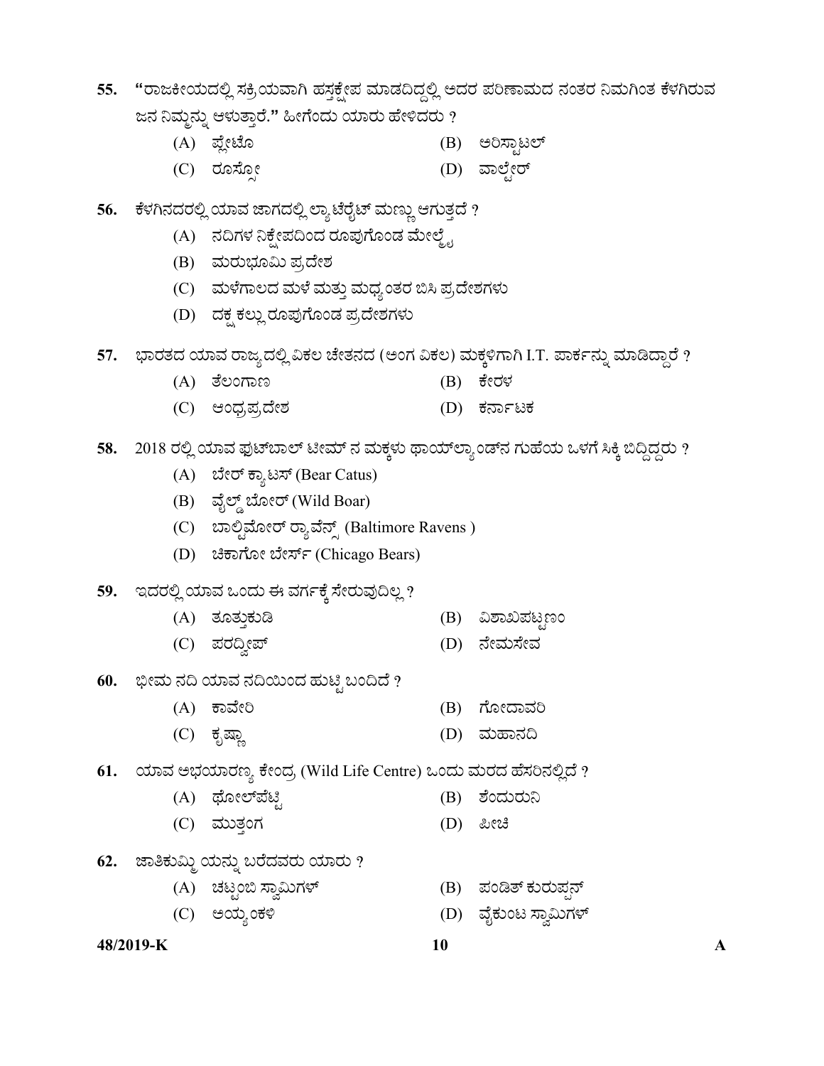55. "ರಾಜಕೀಯದಲ್ಲಿ ಸಕ್ರಿಯವಾಗಿ ಹಸ್ತಕ್ಷೇಪ ಮಾಡದಿದ್ದಲ್ಲಿ ಅದರ ಪರಿಣಾಮದ ನಂತರ ನಿಮಗಿಂತ ಕೆಳಗಿರುವ ಜನ ನಿಮ್ಮನ್ನು ಆಳುತ್ತಾರೆ." ಹೀಗೆಂದು ಯಾರು ಹೇಳಿದರು ?

(A) ಪ್ಲೇಟೊ
(B) ಅರಿಸ್ಟಾಟಲ್
(C) ರೂಸ್ಸೋ
(D) ವಾಲ್ಟೇರ್

56. ಕೆಳಗಿನದರಲ್ಲಿ ಯಾವ ಜಾಗದಲ್ಲಿ ಲ್ಯಾಟೆರೈಟ್ ಮಣ್ಣು ಆಗುತ್ತದೆ ?

(A) ನದಿಗಳ ನಿಕ್ಷೇಪದಿಂದ ರೂಪುಗೊಂಡ ಮೇಲ್ಮೈ
(B) ಮರುಭೂಮಿ ಪ್ರದೇಶ
(C) ಮಳೆಗಾಲದ ಮಳೆ ಮತ್ತು ಮಧ್ಯಂತರ ಬಿಸಿ ಪ್ರದೇಶಗಳು
(D) ದಕ್ಷ ಕಲ್ಲು ರೂಪುಗೊಂಡ ಪ್ರದೇಶಗಳು

57. ಭಾರತದ ಯಾವ ರಾಜ್ಯದಲ್ಲಿ ವಿಕಲ ಚೇತನದ (ಅಂಗ ವಿಕಲ) ಮಕ್ಕಳಿಗಾಗಿ I.T. ಪಾರ್ಕನ್ನು ಮಾಡಿದ್ದಾರೆ ?

(A) ತೆಲಂಗಾಣ
(B) ಕೇರಳ
(C) ಆಂಧ್ರಪ್ರದೇಶ
(D) ಕರ್ನಾಟಕ

58. 2018 ರಲ್ಲಿ ಯಾವ ಫುಟ್‌ಬಾಲ್ ಟೀಮ್ ನ ಮಕ್ಕಳು ಥಾಯ್‌ಲ್ಯಾಂಡ್‌ನ ಗುಹೆಯ ಒಳಗೆ ಸಿಕ್ಕಿ ಬಿದ್ದಿದ್ದರು ?

(A) ಬೇರ್ ಕ್ಯಾಟಸ್ (Bear Catus)
(B) ವೈಲ್ಡ್ ಬೋರ್ (Wild Boar)
(C) ಬಾಲ್ಟಿಮೋರ್ ರ್‍ಯಾವೆನ್ಸ್ (Baltimore Ravens )
(D) ಚಿಕಾಗೋ ಬೇರ್ಸ್ (Chicago Bears)

59. ಇದರಲ್ಲಿ ಯಾವ ಒಂದು ಈ ವರ್ಗಕ್ಕೆ ಸೇರುವುದಿಲ್ಲ ?

(A) ತೂತ್ತುಕುಡಿ
(B) ವಿಶಾಖಪಟ್ಟಣಂ
(C) ಪರದ್ವೀಪ್
(D) ನೇಮಸೇವ

60. ಭೀಮ ನದಿ ಯಾವ ನದಿಯಿಂದ ಹುಟ್ಟಿ ಬಂದಿದೆ ?

(A) ಕಾವೇರಿ
(B) ಗೋದಾವರಿ
(C) ಕೃಷ್ಣಾ
(D) ಮಹಾನದಿ

61. ಯಾವ ಅಭಯಾರಣ್ಯ ಕೇಂದ್ರ (Wild Life Centre) ಒಂದು ಮರದ ಹೆಸರಿನಲ್ಲಿದೆ ?

(A) ಥೋಲ್‌ಪೆಟ್ಟಿ
(B) ಶೆಂದುರುನಿ
(C) ಮುತ್ತಂಗ
(D) ಪೀಚಿ

62. ಜಾತಿಕುಮ್ಮಿ ಯನ್ನು ಬರೆದವರು ಯಾರು ?

(A) ಚಟ್ಟಂಬಿ ಸ್ವಾಮಿಗಳ್
(B) ಪಂಡಿತ್ ಕುರುಪ್ಪನ್
(C) ಅಯ್ಯಂಕಳಿ
(D) ವೈಕುಂಟ ಸ್ವಾಮಿಗಳ್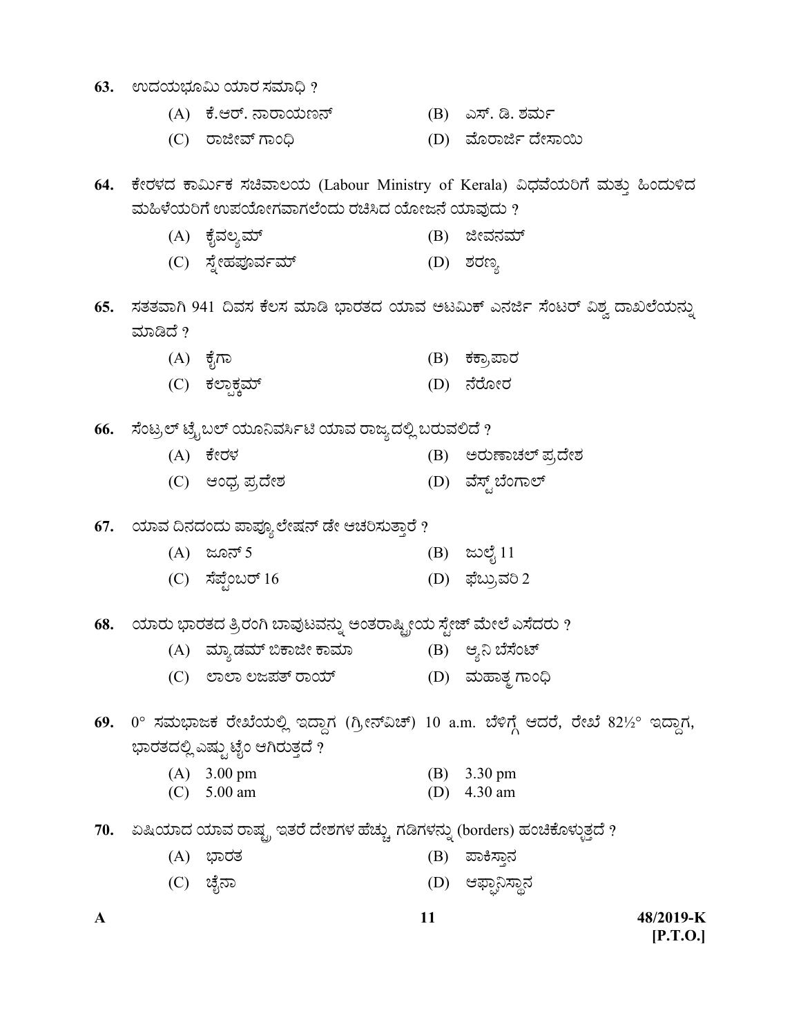63. ಉದಯಭೂಮಿ ಯಾರ ಸಮಾಧಿ ?

 (A) ಕೆ.ಆರ್. ನಾರಾಯಣನ್
 (B) ಎಸ್. ಡಿ. ಶರ್ಮ
 (C) ರಾಜೀವ್ ಗಾಂಧಿ
 (D) ಮೊರಾರ್ಜಿ ದೇಸಾಯಿ

64. ಕೇರಳದ ಕಾರ್ಮಿಕ ಸಚಿವಾಲಯ (Labour Ministry of Kerala) ವಿಧವೆಯರಿಗೆ ಮತ್ತು ಹಿಂದುಳಿದ ಮಹಿಳೆಯರಿಗೆ ಉಪಯೋಗವಾಗಲೆಂದು ರಚಿಸಿದ ಯೋಜನೆ ಯಾವುದು ?

 (A) ಕೈವಲ್ಯಮ್
 (B) ಜೀವನಮ್
 (C) ಸ್ನೇಹಪೂರ್ವಮ್
 (D) ಶರಣ್ಯ

65. ಸತತವಾಗಿ 941 ದಿವಸ ಕೆಲಸ ಮಾಡಿ ಭಾರತದ ಯಾವ ಅಟಮಿಕ್ ಎನರ್ಜಿ ಸೆಂಟರ್ ವಿಶ್ವ ದಾಖಲೆಯನ್ನು ಮಾಡಿದೆ ?

 (A) ಕೈಗಾ
 (B) ಕಕ್ರಾಪಾರ
 (C) ಕಲ್ಪಾಕ್ಕಮ್
 (D) ನೆರೋರ

66. ಸೆಂಟ್ರಲ್ ಟ್ರೈಬಲ್ ಯೂನಿವರ್ಸಿಟಿ ಯಾವ ರಾಜ್ಯದಲ್ಲಿ ಬರುವಲಿದೆ ?

 (A) ಕೇರಳ
 (B) ಅರುಣಾಚಲ್ ಪ್ರದೇಶ
 (C) ಆಂಧ್ರ ಪ್ರದೇಶ
 (D) ವೆಸ್ಟ್ ಬೆಂಗಾಲ್

67. ಯಾವ ದಿನದಂದು ಪಾಪ್ಯುಲೇಷನ್ ಡೇ ಆಚರಿಸುತ್ತಾರೆ ?

 (A) ಜೂನ್ 5
 (B) ಜುಲೈ 11
 (C) ಸೆಪ್ಟೆಂಬರ್ 16
 (D) ಫೆಬ್ರುವರಿ 2

68. ಯಾರು ಭಾರತದ ತ್ರಿರಂಗಿ ಬಾವುಟವನ್ನು ಅಂತರಾಷ್ಟ್ರೀಯ ಸ್ಟೇಜ್ ಮೇಲೆ ಎಸೆದರು ?

 (A) ಮ್ಯಾಡಮ್ ಬಿಕಾಜೀ ಕಾಮಾ
 (B) ಆ್ಯನಿ ಬೆಸೆಂಟ್
 (C) ಲಾಲಾ ಲಜಪತ್ ರಾಯ್
 (D) ಮಹಾತ್ಮ ಗಾಂಧಿ

69. 0° ಸಮಭಾಜಕ ರೇಖೆಯಲ್ಲಿ ಇದ್ದಾಗ (ಗ್ರೀನ್‌ವಿಚ್) 10 a.m. ಬೆಳಿಗ್ಗೆ ಆದರೆ, ರೇಖೆ 82½° ಇದ್ದಾಗ, ಭಾರತದಲ್ಲಿ ಎಷ್ಟು ಟೈಂ ಆಗಿರುತ್ತದೆ ?

 (A) 3.00 pm
 (B) 3.30 pm
 (C) 5.00 am
 (D) 4.30 am

70. ಏಷಿಯಾದ ಯಾವ ರಾಷ್ಟ್ರ ಇತರೆ ದೇಶಗಳ ಹೆಚ್ಚು ಗಡಿಗಳನ್ನು (borders) ಹಂಚಿಕೊಳ್ಳುತ್ತದೆ ?

 (A) ಭಾರತ
 (B) ಪಾಕಿಸ್ತಾನ
 (C) ಚೈನಾ
 (D) ಆಫ್ಘಾನಿಸ್ಥಾನ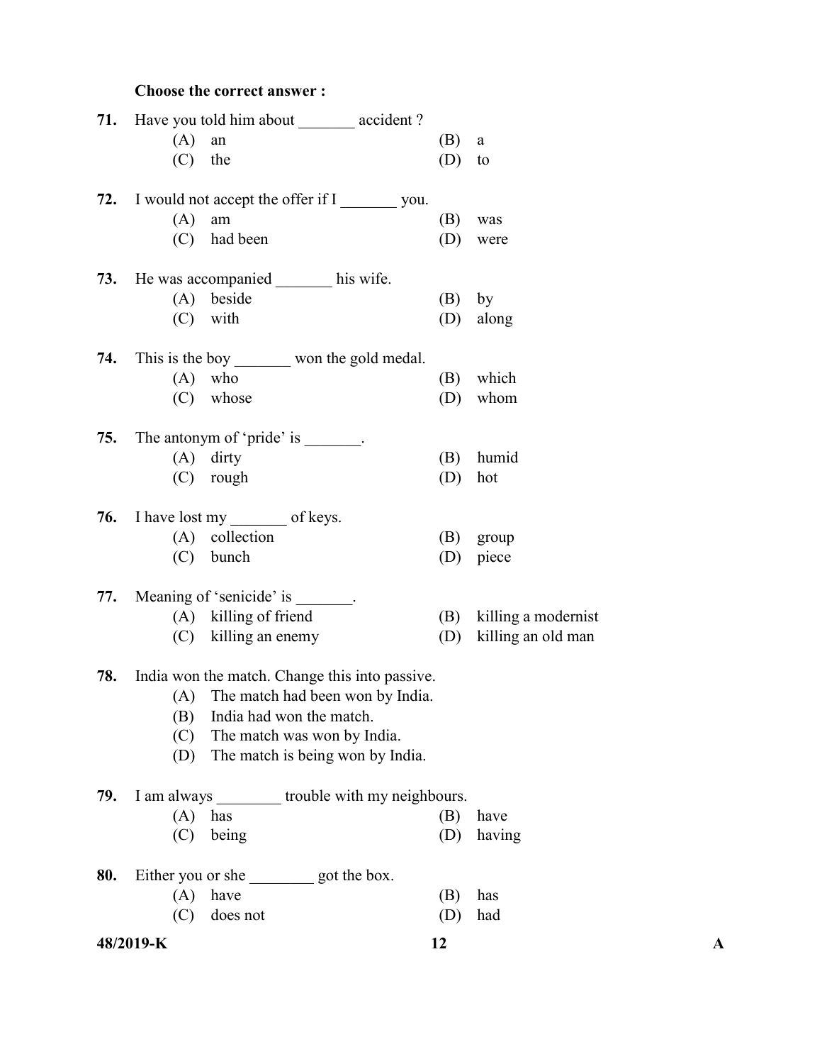**Choose the correct answer :**

**71.** Have you told him about _______ accident ?

(A) an  
(B) a  
(C) the  
(D) to

**72.** I would not accept the offer if I _______ you.

(A) am  
(B) was  
(C) had been  
(D) were

**73.** He was accompanied _______ his wife.

(A) beside  
(B) by  
(C) with  
(D) along

**74.** This is the boy _______ won the gold medal.

(A) who  
(B) which  
(C) whose  
(D) whom

**75.** The antonym of 'pride' is _______.

(A) dirty  
(B) humid  
(C) rough  
(D) hot

**76.** I have lost my _______ of keys.

(A) collection  
(B) group  
(C) bunch  
(D) piece

**77.** Meaning of 'senicide' is _______.

(A) killing of friend  
(B) killing a modernist  
(C) killing an enemy  
(D) killing an old man

**78.** India won the match. Change this into passive.

(A) The match had been won by India.  
(B) India had won the match.  
(C) The match was won by India.  
(D) The match is being won by India.

**79.** I am always ________ trouble with my neighbours.

(A) has  
(B) have  
(C) being  
(D) having

**80.** Either you or she ________ got the box.

(A) have  
(B) has  
(C) does not  
(D) had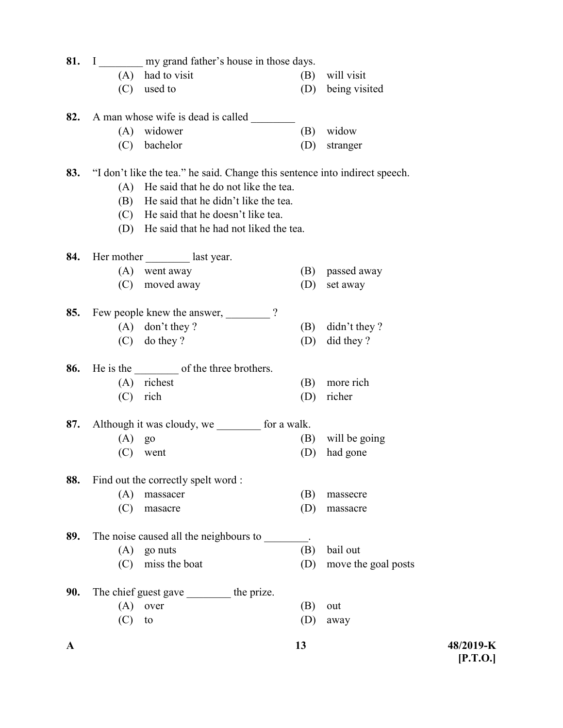81. I ________ my grand father's house in those days.

(A) had to visit
(B) will visit
(C) used to
(D) being visited

82. A man whose wife is dead is called ________

(A) widower
(B) widow
(C) bachelor
(D) stranger

83. "I don't like the tea." he said. Change this sentence into indirect speech.

(A) He said that he do not like the tea.
(B) He said that he didn't like the tea.
(C) He said that he doesn't like tea.
(D) He said that he had not liked the tea.

84. Her mother ________ last year.

(A) went away
(B) passed away
(C) moved away
(D) set away

85. Few people knew the answer, ________ ?

(A) don't they ?
(B) didn't they ?
(C) do they ?
(D) did they ?

86. He is the ________ of the three brothers.

(A) richest
(B) more rich
(C) rich
(D) richer

87. Although it was cloudy, we ________ for a walk.

(A) go
(B) will be going
(C) went
(D) had gone

88. Find out the correctly spelt word :

(A) massacer
(B) massecre
(C) masacre
(D) massacre

89. The noise caused all the neighbours to ________.

(A) go nuts
(B) bail out
(C) miss the boat
(D) move the goal posts

90. The chief guest gave ________ the prize.

(A) over
(B) out
(C) to
(D) away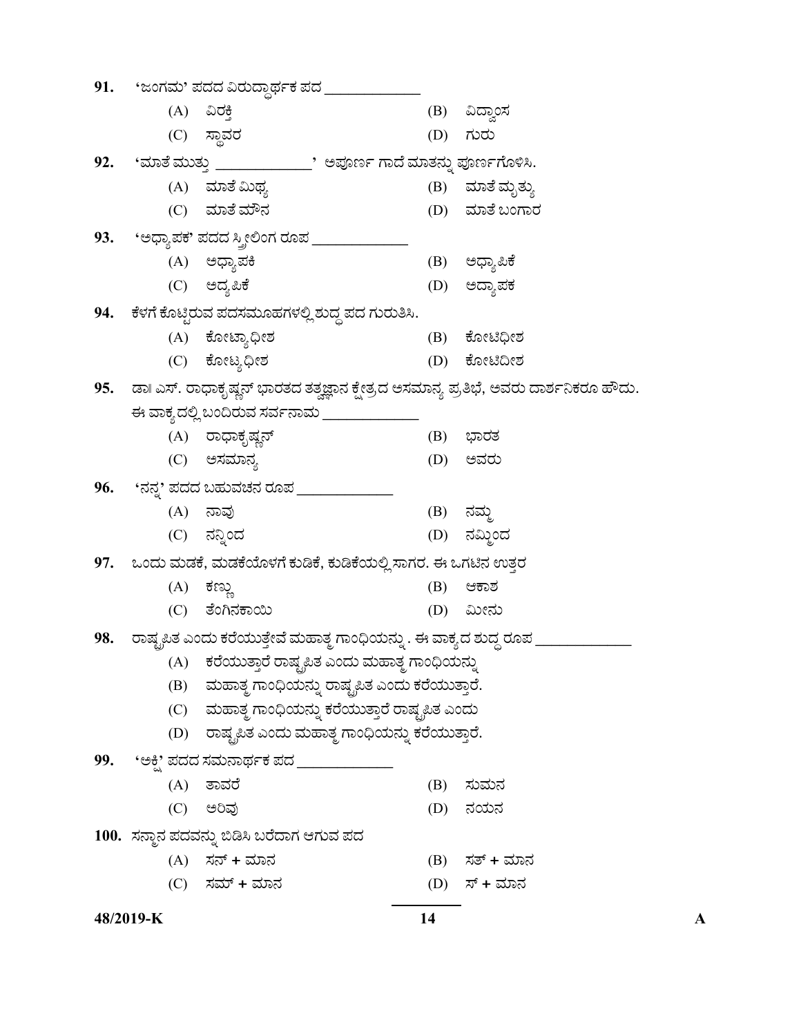91. 'ಜಂಗಮ' ಪದದ ವಿರುದ್ಧಾರ್ಥಕ ಪದ _____________

(A) ವಿರಕ್ತಿ
(B) ವಿದ್ವಾಂಸ
(C) ಸ್ಥಾವರ
(D) ಗುರು

92. 'ಮಾತೆ ಮುತ್ತು _____________' ಅಪೂರ್ಣ ಗಾದೆ ಮಾತನ್ನು ಪೂರ್ಣಗೊಳಿಸಿ.

(A) ಮಾತೆ ಮಿಥ್ಯ
(B) ಮಾತೆ ಮೃತ್ಯು
(C) ಮಾತೆ ಮೌನ
(D) ಮಾತೆ ಬಂಗಾರ

93. 'ಅಧ್ಯಾಪಕ' ಪದದ ಸ್ತ್ರೀಲಿಂಗ ರೂಪ _____________

(A) ಅಧ್ಯಾಪಕಿ
(B) ಅಧ್ಯಾಪಿಕೆ
(C) ಅದ್ಯಪಿಕೆ
(D) ಅದ್ಯಾಪಕ

94. ಕೆಳಗೆ ಕೊಟ್ಟಿರುವ ಪದಸಮೂಹಗಳಲ್ಲಿ ಶುದ್ಧ ಪದ ಗುರುತಿಸಿ.

(A) ಕೋಟ್ಯಾಧೀಶ
(B) ಕೋಟಿಧೀಶ
(C) ಕೋಟ್ಯಧೀಶ
(D) ಕೋಟಿದೀಶ

95. ಡಾ॥ ಎಸ್. ರಾಧಾಕೃಷ್ಣನ್ ಭಾರತದ ತತ್ವಜ್ಞಾನ ಕ್ಷೇತ್ರದ ಅಸಮಾನ್ಯ ಪ್ರತಿಭೆ, ಅವರು ದಾರ್ಶನಿಕರೂ ಹೌದು. ಈ ವಾಕ್ಯದಲ್ಲಿ ಬಂದಿರುವ ಸರ್ವನಾಮ _____________

(A) ರಾಧಾಕೃಷ್ಣನ್
(B) ಭಾರತ
(C) ಅಸಮಾನ್ಯ
(D) ಅವರು

96. 'ನನ್ನ' ಪದದ ಬಹುವಚನ ರೂಪ _____________

(A) ನಾವು
(B) ನಮ್ಮ
(C) ನನ್ನಿಂದ
(D) ನಮ್ಮಿಂದ

97. ಒಂದು ಮಡಕೆ, ಮಡಕೆಯೊಳಗೆ ಕುಡಿಕೆ, ಕುಡಿಕೆಯಲ್ಲಿ ಸಾಗರ. ಈ ಒಗಟಿನ ಉತ್ತರ

(A) ಕಣ್ಣು
(B) ಆಕಾಶ
(C) ತೆಂಗಿನಕಾಯಿ
(D) ಮೀನು

98. ರಾಷ್ಟ್ರಪಿತ ಎಂದು ಕರೆಯುತ್ತೇವೆ ಮಹಾತ್ಮ ಗಾಂಧಿಯನ್ನು . ಈ ವಾಕ್ಯದ ಶುದ್ಧ ರೂಪ _____________

(A) ಕರೆಯುತ್ತಾರೆ ರಾಷ್ಟ್ರಪಿತ ಎಂದು ಮಹಾತ್ಮ ಗಾಂಧಿಯನ್ನು
(B) ಮಹಾತ್ಮ ಗಾಂಧಿಯನ್ನು ರಾಷ್ಟ್ರಪಿತ ಎಂದು ಕರೆಯುತ್ತಾರೆ.
(C) ಮಹಾತ್ಮ ಗಾಂಧಿಯನ್ನು ಕರೆಯುತ್ತಾರೆ ರಾಷ್ಟ್ರಪಿತ ಎಂದು
(D) ರಾಷ್ಟ್ರಪಿತ ಎಂದು ಮಹಾತ್ಮ ಗಾಂಧಿಯನ್ನು ಕರೆಯುತ್ತಾರೆ.

99. 'ಅಕ್ಷಿ' ಪದದ ಸಮನಾರ್ಥಕ ಪದ _____________

(A) ತಾವರೆ
(B) ಸುಮನ
(C) ಅರಿವು
(D) ನಯನ

100. ಸನ್ಮಾನ ಪದವನ್ನು ಬಿಡಿಸಿ ಬರೆದಾಗ ಆಗುವ ಪದ

(A) ಸನ್ + ಮಾನ
(B) ಸತ್ + ಮಾನ
(C) ಸಮ್ + ಮಾನ
(D) ಸ್ + ಮಾನ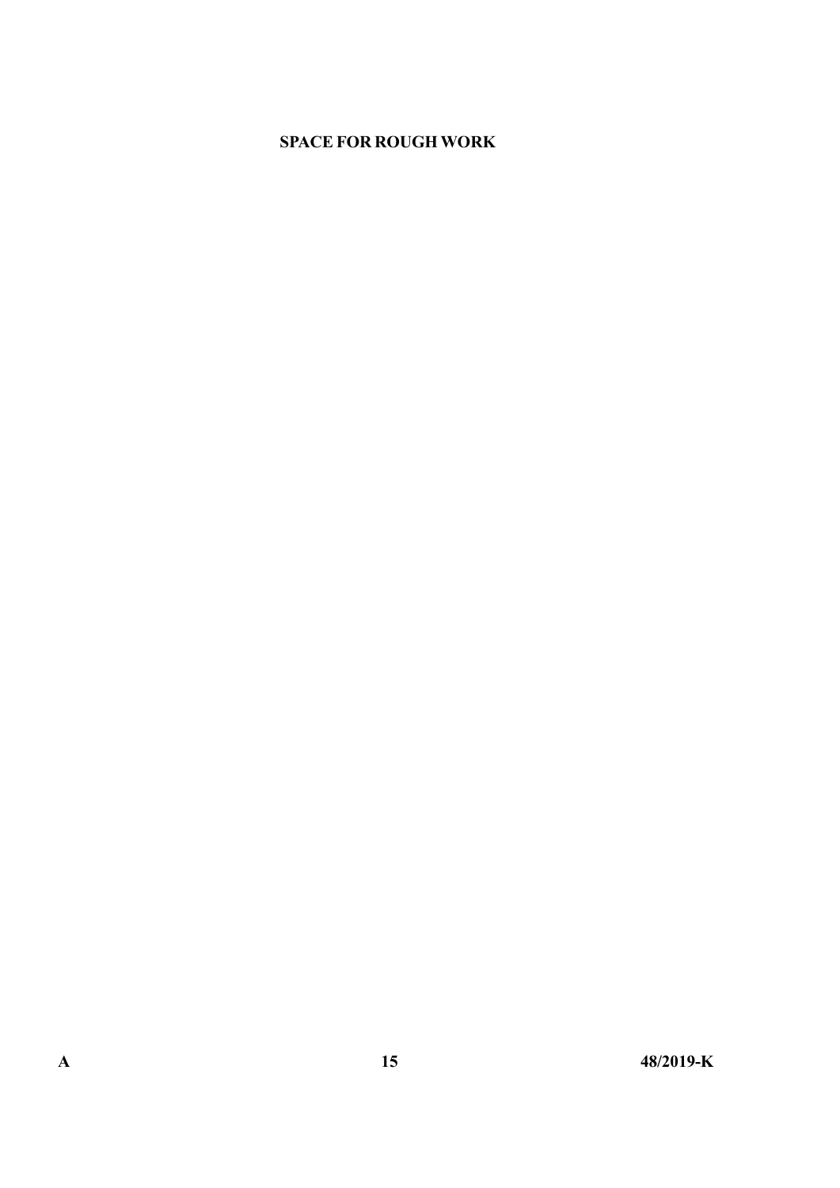**SPACE FOR ROUGH WORK**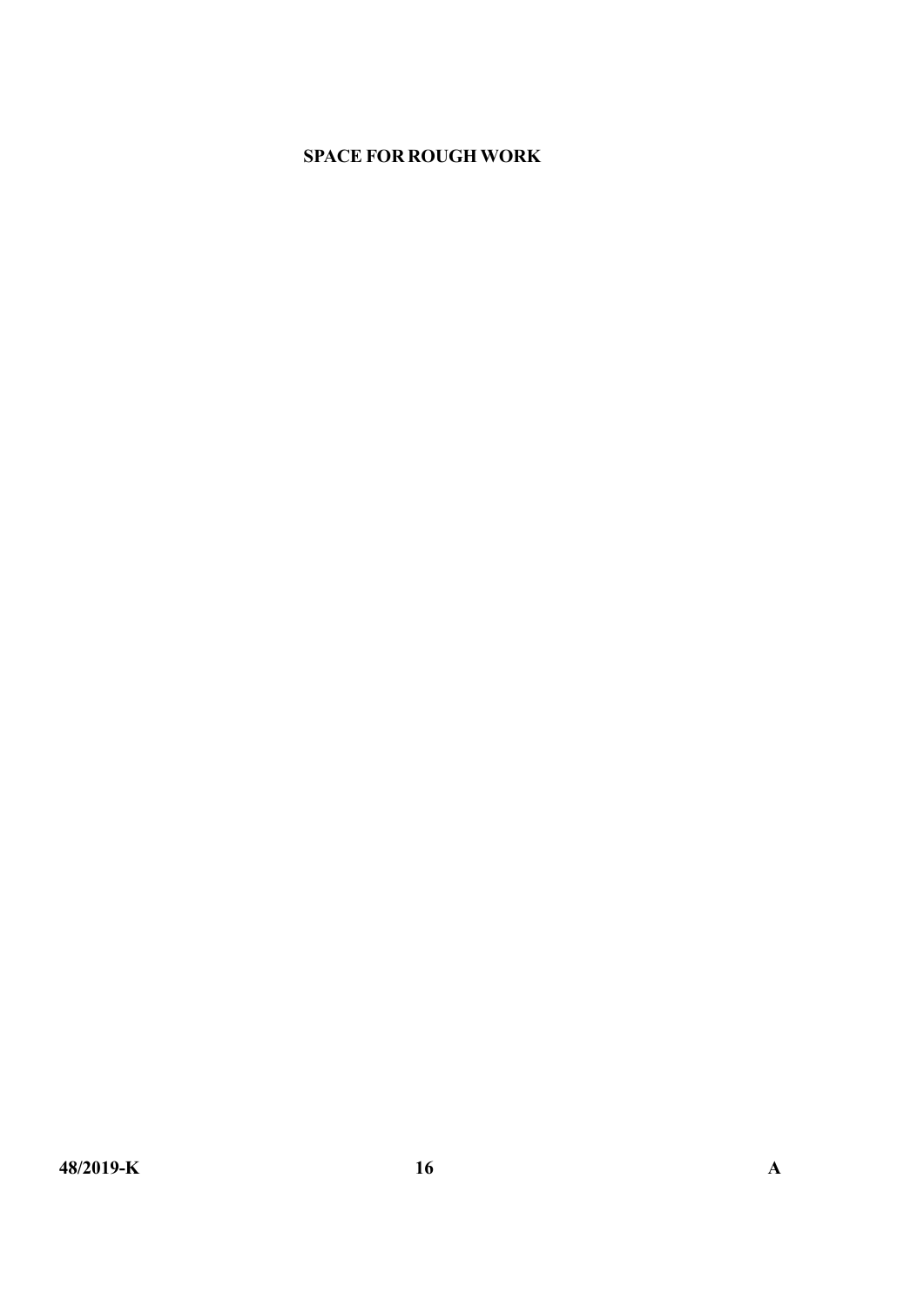**SPACE FOR ROUGH WORK**